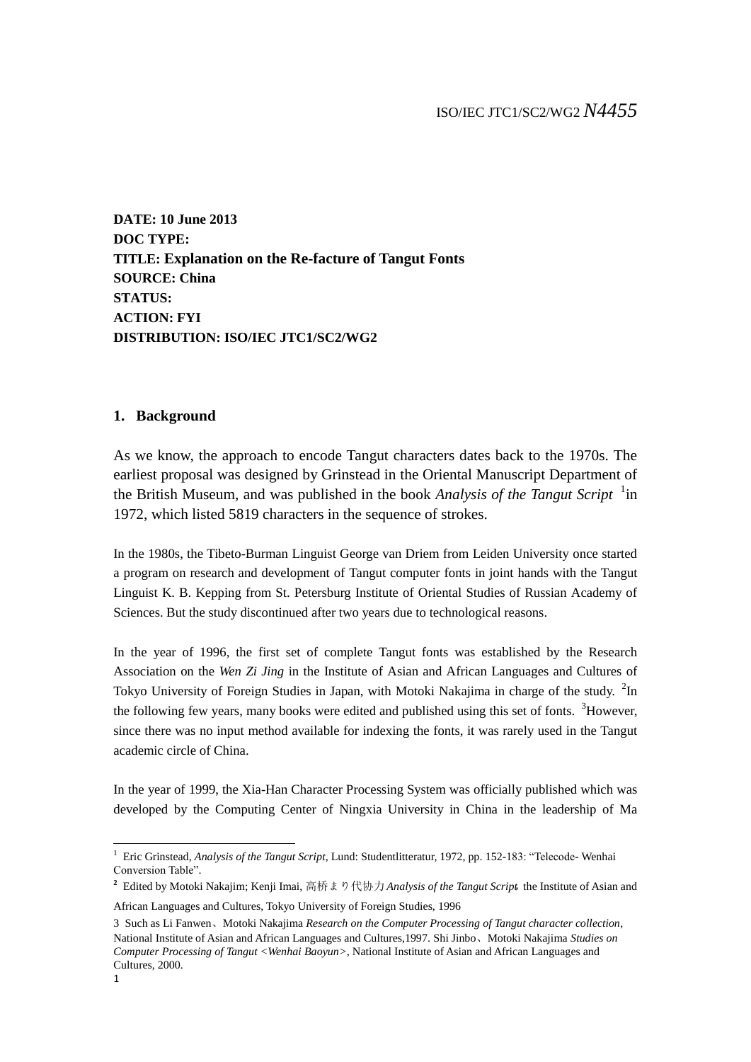ISO/IEC JTC1/SC2/WG2 *N4455*

**DATE: 10 June 2013**
**DOC TYPE:**
**TITLE: Explanation on the Re-facture of Tangut Fonts**
**SOURCE: China**
**STATUS:**
**ACTION: FYI**
**DISTRIBUTION: ISO/IEC JTC1/SC2/WG2**

## 1. Background

As we know, the approach to encode Tangut characters dates back to the 1970s. The earliest proposal was designed by Grinstead in the Oriental Manuscript Department of the British Museum, and was published in the book *Analysis of the Tangut Script* [1]in 1972, which listed 5819 characters in the sequence of strokes.

In the 1980s, the Tibeto-Burman Linguist George van Driem from Leiden University once started a program on research and development of Tangut computer fonts in joint hands with the Tangut Linguist K. B. Kepping from St. Petersburg Institute of Oriental Studies of Russian Academy of Sciences. But the study discontinued after two years due to technological reasons.

In the year of 1996, the first set of complete Tangut fonts was established by the Research Association on the *Wen Zi Jing* in the Institute of Asian and African Languages and Cultures of Tokyo University of Foreign Studies in Japan, with Motoki Nakajima in charge of the study. [2]In the following few years, many books were edited and published using this set of fonts. [3]However, since there was no input method available for indexing the fonts, it was rarely used in the Tangut academic circle of China.

In the year of 1999, the Xia-Han Character Processing System was officially published which was developed by the Computing Center of Ningxia University in China in the leadership of Ma

---

1 Eric Grinstead, *Analysis of the Tangut Script*, Lund: Studentlitteratur, 1972, pp. 152-183: "Telecode- Wenhai Conversion Table".

2 Edited by Motoki Nakajim; Kenji Imai, 高桥まり代协力 *Analysis of the Tangut Script*, the Institute of Asian and African Languages and Cultures, Tokyo University of Foreign Studies, 1996

3 Such as Li Fanwen、Motoki Nakajima *Research on the Computer Processing of Tangut character collection*, National Institute of Asian and African Languages and Cultures,1997. Shi Jinbo、Motoki Nakajima *Studies on Computer Processing of Tangut <Wenhai Baoyun>*, National Institute of Asian and African Languages and Cultures, 2000.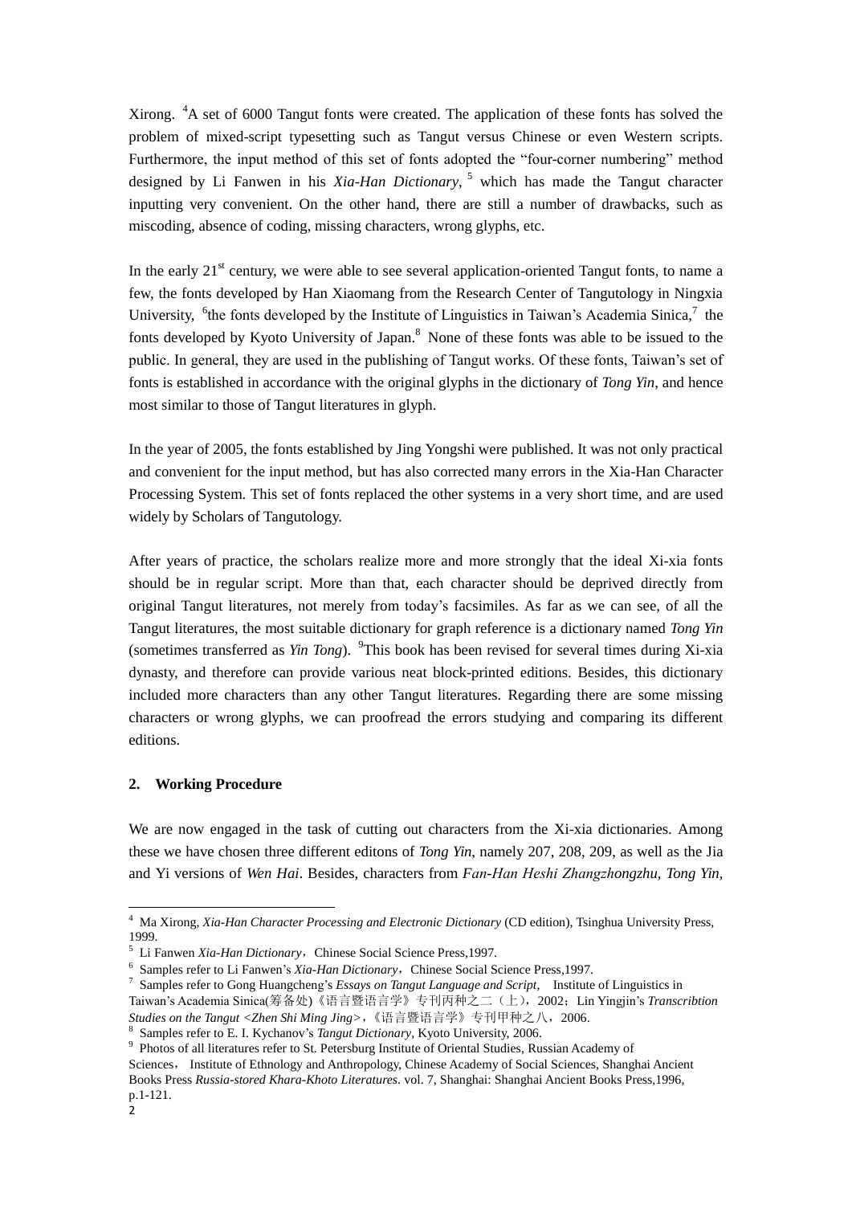Xirong. [4]A set of 6000 Tangut fonts were created. The application of these fonts has solved the problem of mixed-script typesetting such as Tangut versus Chinese or even Western scripts. Furthermore, the input method of this set of fonts adopted the "four-corner numbering" method designed by Li Fanwen in his *Xia-Han Dictionary*, [5] which has made the Tangut character inputting very convenient. On the other hand, there are still a number of drawbacks, such as miscoding, absence of coding, missing characters, wrong glyphs, etc.

In the early 21st century, we were able to see several application-oriented Tangut fonts, to name a few, the fonts developed by Han Xiaomang from the Research Center of Tangutology in Ningxia University, [6]the fonts developed by the Institute of Linguistics in Taiwan's Academia Sinica,[7] the fonts developed by Kyoto University of Japan.[8] None of these fonts was able to be issued to the public. In general, they are used in the publishing of Tangut works. Of these fonts, Taiwan's set of fonts is established in accordance with the original glyphs in the dictionary of *Tong Yin*, and hence most similar to those of Tangut literatures in glyph.

In the year of 2005, the fonts established by Jing Yongshi were published. It was not only practical and convenient for the input method, but has also corrected many errors in the Xia-Han Character Processing System. This set of fonts replaced the other systems in a very short time, and are used widely by Scholars of Tangutology.

After years of practice, the scholars realize more and more strongly that the ideal Xi-xia fonts should be in regular script. More than that, each character should be deprived directly from original Tangut literatures, not merely from today's facsimiles. As far as we can see, of all the Tangut literatures, the most suitable dictionary for graph reference is a dictionary named *Tong Yin* (sometimes transferred as *Yin Tong*). [9]This book has been revised for several times during Xi-xia dynasty, and therefore can provide various neat block-printed editions. Besides, this dictionary included more characters than any other Tangut literatures. Regarding there are some missing characters or wrong glyphs, we can proofread the errors studying and comparing its different editions.

## 2. Working Procedure

We are now engaged in the task of cutting out characters from the Xi-xia dictionaries. Among these we have chosen three different editons of *Tong Yin*, namely 207, 208, 209, as well as the Jia and Yi versions of *Wen Hai*. Besides, characters from *Fan-Han Heshi Zhangzhongzhu*, *Tong Yin*,

---

[4] Ma Xirong, *Xia-Han Character Processing and Electronic Dictionary* (CD edition), Tsinghua University Press, 1999.

[5] Li Fanwen *Xia-Han Dictionary*，Chinese Social Science Press,1997.

[6] Samples refer to Li Fanwen's *Xia-Han Dictionary*，Chinese Social Science Press,1997.

[7] Samples refer to Gong Huangcheng's *Essays on Tangut Language and Script*, Institute of Linguistics in Taiwan's Academia Sinica(筹备处)《语言暨语言学》专刊丙种之二（上），2002；Lin Yingjin's *Transcribtion Studies on the Tangut <Zhen Shi Ming Jing>*，《语言暨语言学》专刊甲种之八，2006.

[8] Samples refer to E. I. Kychanov's *Tangut Dictionary*, Kyoto University, 2006.

[9] Photos of all literatures refer to St. Petersburg Institute of Oriental Studies, Russian Academy of Sciences， Institute of Ethnology and Anthropology, Chinese Academy of Social Sciences, Shanghai Ancient Books Press *Russia-stored Khara-Khoto Literatures*. vol. 7, Shanghai: Shanghai Ancient Books Press,1996, p.1-121.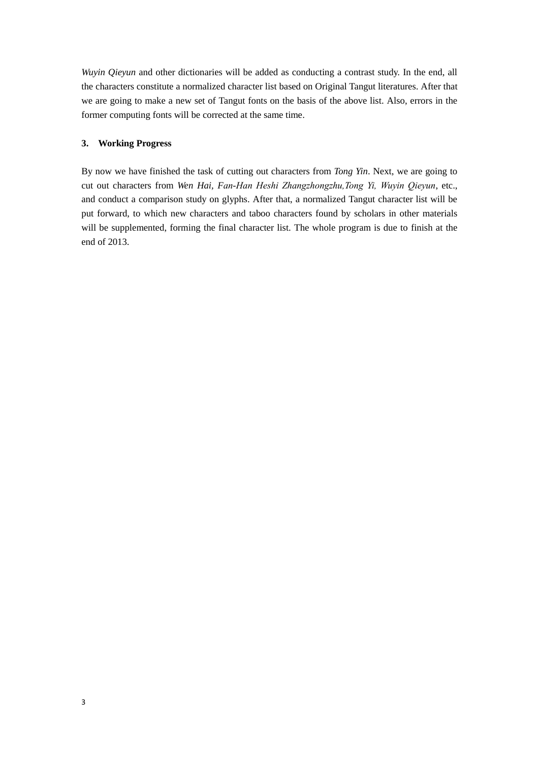*Wuyin Qieyun* and other dictionaries will be added as conducting a contrast study. In the end, all the characters constitute a normalized character list based on Original Tangut literatures. After that we are going to make a new set of Tangut fonts on the basis of the above list. Also, errors in the former computing fonts will be corrected at the same time.

### 3. Working Progress

By now we have finished the task of cutting out characters from *Tong Yin*. Next, we are going to cut out characters from *Wen Hai*, *Fan-Han Heshi Zhangzhongzhu,Tong Yi, Wuyin Qieyun*, etc., and conduct a comparison study on glyphs. After that, a normalized Tangut character list will be put forward, to which new characters and taboo characters found by scholars in other materials will be supplemented, forming the final character list. The whole program is due to finish at the end of 2013.